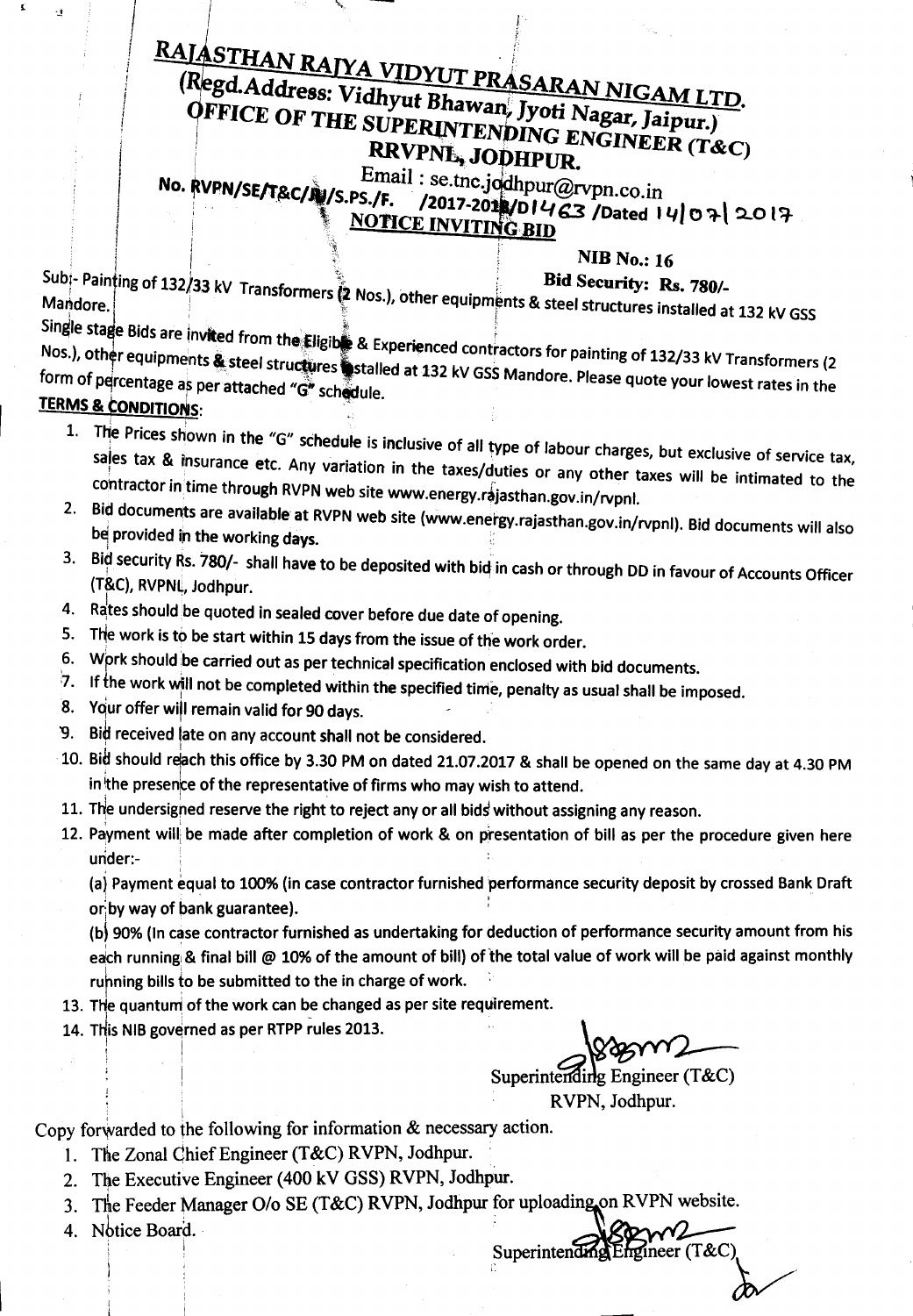# RAJASTHAN RAJYA VIDYUT PRASARAN NIGAM LTD.

## (Regd.Address: Vidhyut Bhawan, Jyoti Nagar, Jaipur.)

## OFFICE OF THE SUPERINTENDING ENGINEER (T&C) RRVPNL, JODHPUR.

Email : se.tnc.jodhpur@rvpn.co.in

**No. RVPN/SE/T&C/JU/S.PS./F. /2017-2018/D1463 /Dated 14/07/2017**

**NOTICE INVITING BID**

**NIB No.: 16**

**Bid Security: Rs. 780/-**

Sub:- Painting of 132/33 kV Transformers (2 Nos.), other equipments & steel structures installed at 132 kV GSS Mandore.

Single stage Bids are invited from the Eligible & Experienced contractors for painting of 132/33 kV Transformers (2 Nos.), other equipments & steel structures installed at 132 kV GSS Mandore. Please quote your lowest rates in the form of percentage as per attached "G" schedule.

**TERMS & CONDITIONS:**

1. The Prices shown in the "G" schedule is inclusive of all type of labour charges, but exclusive of service tax, sales tax & insurance etc. Any variation in the taxes/duties or any other taxes will be intimated to the contractor in time through RVPN web site www.energy.rajasthan.gov.in/rvpnl.
2. Bid documents are available at RVPN web site (www.energy.rajasthan.gov.in/rvpnl). Bid documents will also be provided in the working days.
3. Bid security Rs. 780/- shall have to be deposited with bid in cash or through DD in favour of Accounts Officer (T&C), RVPNL, Jodhpur.
4. Rates should be quoted in sealed cover before due date of opening.
5. The work is to be start within 15 days from the issue of the work order.
6. Work should be carried out as per technical specification enclosed with bid documents.
7. If the work will not be completed within the specified time, penalty as usual shall be imposed.
8. Your offer will remain valid for 90 days.
9. Bid received late on any account shall not be considered.
10. Bid should reach this office by 3.30 PM on dated 21.07.2017 & shall be opened on the same day at 4.30 PM in the presence of the representative of firms who may wish to attend.
11. The undersigned reserve the right to reject any or all bids without assigning any reason.
12. Payment will be made after completion of work & on presentation of bill as per the procedure given here under:-

    (a) Payment equal to 100% (in case contractor furnished performance security deposit by crossed Bank Draft or by way of bank guarantee).

    (b) 90% (In case contractor furnished as undertaking for deduction of performance security amount from his each running & final bill @ 10% of the amount of bill) of the total value of work will be paid against monthly running bills to be submitted to the in charge of work.
13. The quantum of the work can be changed as per site requirement.
14. This NIB governed as per RTPP rules 2013.

Superintending Engineer (T&C)
RVPN, Jodhpur.

Copy forwarded to the following for information & necessary action.

1. The Zonal Chief Engineer (T&C) RVPN, Jodhpur.
2. The Executive Engineer (400 kV GSS) RVPN, Jodhpur.
3. The Feeder Manager O/o SE (T&C) RVPN, Jodhpur for uploading on RVPN website.
4. Notice Board.

Superintending Engineer (T&C)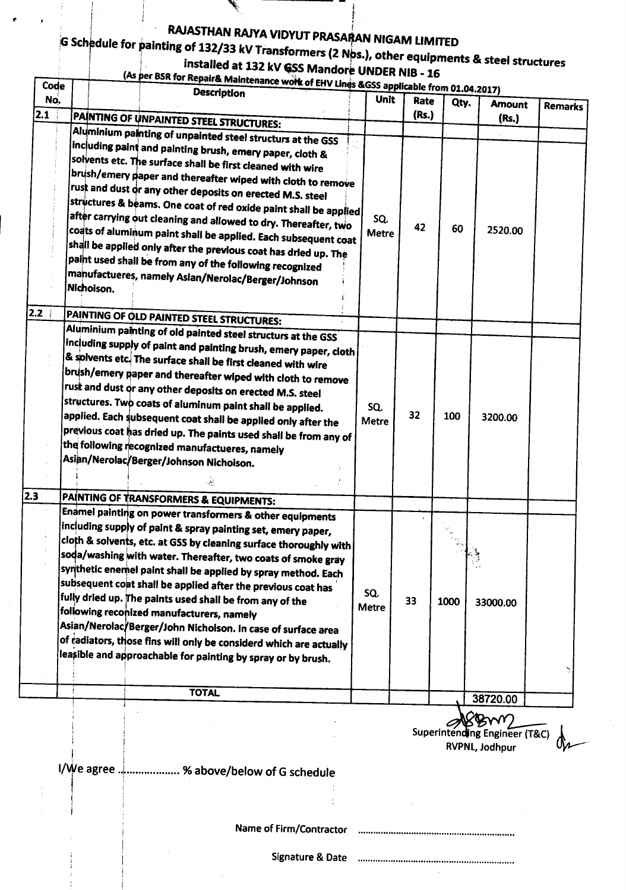# RAJASTHAN RAJYA VIDYUT PRASARAN NIGAM LIMITED

## G Schedule for painting of 132/33 kV Transformers (2 Nos.), other equipments & steel structures installed at 132 kV GSS Mandore UNDER NIB - 16

(As per BSR for Repair& Maintenance work of EHV Lines &GSS applicable from 01.04.2017)

| Code No. | Description | Unit | Rate (Rs.) | Qty. | Amount (Rs.) | Remarks |
|---|---|---|---|---|---|---|
| 2.1 | **PAINTING OF UNPAINTED STEEL STRUCTURES:** | | | | | |
| | Aluminium painting of unpainted steel structurs at the GSS including paint and painting brush, emery paper, cloth & solvents etc. The surface shall be first cleaned with wire brush/emery paper and thereafter wiped with cloth to remove rust and dust or any other deposits on erected M.S. steel structures & beams. One coat of red oxide paint shall be applied after carrying out cleaning and allowed to dry. Thereafter, two coats of aluminum paint shall be applied. Each subsequent coat shall be applied only after the previous coat has dried up. The paint used shall be from any of the following recognized manufactueres, namely Asian/Nerolac/Berger/Johnson Nichoison. | SQ. Metre | 42 | 60 | 2520.00 | |
| 2.2 | **PAINTING OF OLD PAINTED STEEL STRUCTURES:** | | | | | |
| | Aluminium painting of old painted steel structurs at the GSS including supply of paint and painting brush, emery paper, cloth & solvents etc. The surface shall be first cleaned with wire brush/emery paper and thereafter wiped with cloth to remove rust and dust or any other deposits on erected M.S. steel structures. Two coats of aluminum paint shall be applied. applied. Each subsequent coat shall be applied only after the previous coat has dried up. The paints used shall be from any of the following recognized manufactueres, namely Asian/Nerolac/Berger/Johnson Nichoison. | SQ. Metre | 32 | 100 | 3200.00 | |
| 2.3 | **PAINTING OF TRANSFORMERS & EQUIPMENTS:** | | | | | |
| | Enamel painting on power transformers & other equipments including supply of paint & spray painting set, emery paper, cloth & solvents, etc. at GSS by cleaning surface thoroughly with soda/washing with water. Thereafter, two coats of smoke gray synthetic enemel paint shall be applied by spray method. Each subsequent coat shall be applied after the previous coat has fully dried up. The paints used shall be from any of the following reconized manufacturers, namely Asian/Nerolac/Berger/John Nicholson. In case of surface area of radiators, those fins will only be considerd which are actually leasible and approachable for painting by spray or by brush. | SQ. Metre | 33 | 1000 | 33000.00 | |
| | TOTAL | | | | 38720.00 | |

Superintending Engineer (T&C)
RVPNL, Jodhpur

I/We agree .................... % above/below of G schedule

Name of Firm/Contractor ..............................................................

Signature & Date ..............................................................